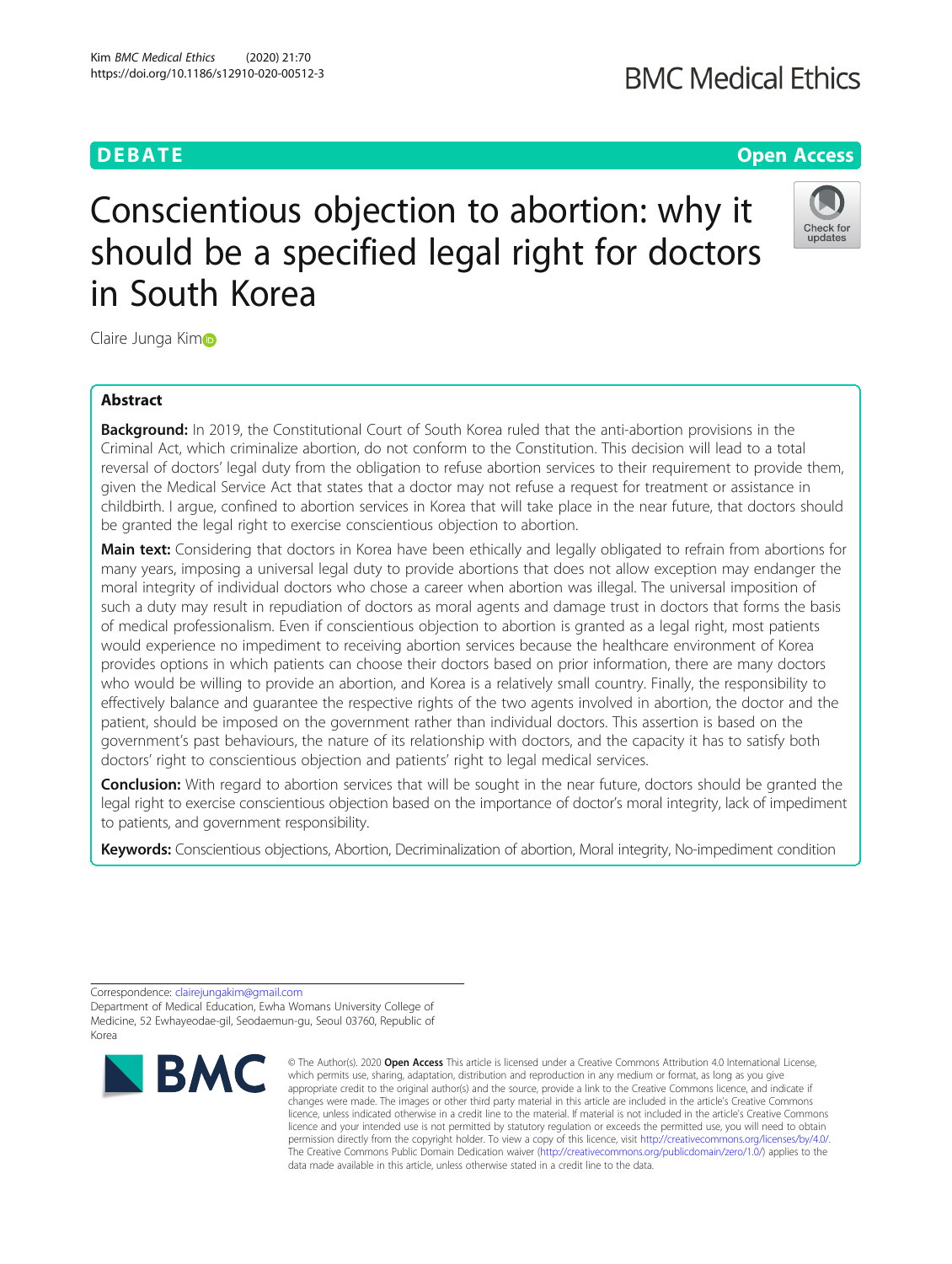DEBATE

Open Access

# Conscientious objection to abortion: why it should be a specified legal right for doctors in South Korea

Claire Junga Kim

## Abstract

**Background:** In 2019, the Constitutional Court of South Korea ruled that the anti-abortion provisions in the Criminal Act, which criminalize abortion, do not conform to the Constitution. This decision will lead to a total reversal of doctors' legal duty from the obligation to refuse abortion services to their requirement to provide them, given the Medical Service Act that states that a doctor may not refuse a request for treatment or assistance in childbirth. I argue, confined to abortion services in Korea that will take place in the near future, that doctors should be granted the legal right to exercise conscientious objection to abortion.

**Main text:** Considering that doctors in Korea have been ethically and legally obligated to refrain from abortions for many years, imposing a universal legal duty to provide abortions that does not allow exception may endanger the moral integrity of individual doctors who chose a career when abortion was illegal. The universal imposition of such a duty may result in repudiation of doctors as moral agents and damage trust in doctors that forms the basis of medical professionalism. Even if conscientious objection to abortion is granted as a legal right, most patients would experience no impediment to receiving abortion services because the healthcare environment of Korea provides options in which patients can choose their doctors based on prior information, there are many doctors who would be willing to provide an abortion, and Korea is a relatively small country. Finally, the responsibility to effectively balance and guarantee the respective rights of the two agents involved in abortion, the doctor and the patient, should be imposed on the government rather than individual doctors. This assertion is based on the government's past behaviours, the nature of its relationship with doctors, and the capacity it has to satisfy both doctors' right to conscientious objection and patients' right to legal medical services.

**Conclusion:** With regard to abortion services that will be sought in the near future, doctors should be granted the legal right to exercise conscientious objection based on the importance of doctor's moral integrity, lack of impediment to patients, and government responsibility.

**Keywords:** Conscientious objections, Abortion, Decriminalization of abortion, Moral integrity, No-impediment condition

Correspondence: clairejungakim@gmail.com
Department of Medical Education, Ewha Womans University College of Medicine, 52 Ewhayeodae-gil, Seodaemun-gu, Seoul 03760, Republic of Korea

© The Author(s). 2020 **Open Access** This article is licensed under a Creative Commons Attribution 4.0 International License, which permits use, sharing, adaptation, distribution and reproduction in any medium or format, as long as you give appropriate credit to the original author(s) and the source, provide a link to the Creative Commons licence, and indicate if changes were made. The images or other third party material in this article are included in the article's Creative Commons licence, unless indicated otherwise in a credit line to the material. If material is not included in the article's Creative Commons licence and your intended use is not permitted by statutory regulation or exceeds the permitted use, you will need to obtain permission directly from the copyright holder. To view a copy of this licence, visit http://creativecommons.org/licenses/by/4.0/. The Creative Commons Public Domain Dedication waiver (http://creativecommons.org/publicdomain/zero/1.0/) applies to the data made available in this article, unless otherwise stated in a credit line to the data.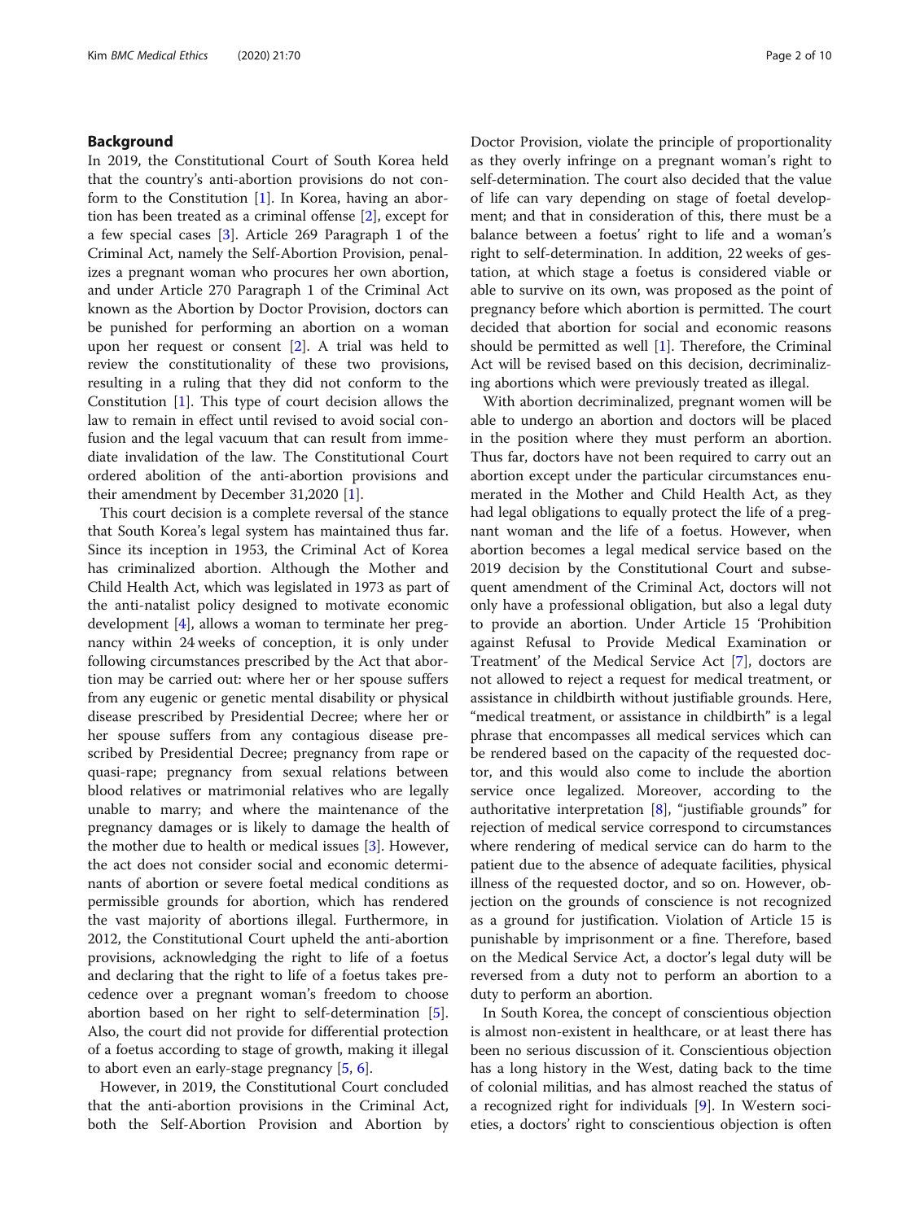## Background

In 2019, the Constitutional Court of South Korea held that the country's anti-abortion provisions do not conform to the Constitution [1]. In Korea, having an abortion has been treated as a criminal offense [2], except for a few special cases [3]. Article 269 Paragraph 1 of the Criminal Act, namely the Self-Abortion Provision, penalizes a pregnant woman who procures her own abortion, and under Article 270 Paragraph 1 of the Criminal Act known as the Abortion by Doctor Provision, doctors can be punished for performing an abortion on a woman upon her request or consent [2]. A trial was held to review the constitutionality of these two provisions, resulting in a ruling that they did not conform to the Constitution [1]. This type of court decision allows the law to remain in effect until revised to avoid social confusion and the legal vacuum that can result from immediate invalidation of the law. The Constitutional Court ordered abolition of the anti-abortion provisions and their amendment by December 31,2020 [1].

This court decision is a complete reversal of the stance that South Korea's legal system has maintained thus far. Since its inception in 1953, the Criminal Act of Korea has criminalized abortion. Although the Mother and Child Health Act, which was legislated in 1973 as part of the anti-natalist policy designed to motivate economic development [4], allows a woman to terminate her pregnancy within 24 weeks of conception, it is only under following circumstances prescribed by the Act that abortion may be carried out: where her or her spouse suffers from any eugenic or genetic mental disability or physical disease prescribed by Presidential Decree; where her or her spouse suffers from any contagious disease prescribed by Presidential Decree; pregnancy from rape or quasi-rape; pregnancy from sexual relations between blood relatives or matrimonial relatives who are legally unable to marry; and where the maintenance of the pregnancy damages or is likely to damage the health of the mother due to health or medical issues [3]. However, the act does not consider social and economic determinants of abortion or severe foetal medical conditions as permissible grounds for abortion, which has rendered the vast majority of abortions illegal. Furthermore, in 2012, the Constitutional Court upheld the anti-abortion provisions, acknowledging the right to life of a foetus and declaring that the right to life of a foetus takes precedence over a pregnant woman's freedom to choose abortion based on her right to self-determination [5]. Also, the court did not provide for differential protection of a foetus according to stage of growth, making it illegal to abort even an early-stage pregnancy [5, 6].

However, in 2019, the Constitutional Court concluded that the anti-abortion provisions in the Criminal Act, both the Self-Abortion Provision and Abortion by Doctor Provision, violate the principle of proportionality as they overly infringe on a pregnant woman's right to self-determination. The court also decided that the value of life can vary depending on stage of foetal development; and that in consideration of this, there must be a balance between a foetus' right to life and a woman's right to self-determination. In addition, 22 weeks of gestation, at which stage a foetus is considered viable or able to survive on its own, was proposed as the point of pregnancy before which abortion is permitted. The court decided that abortion for social and economic reasons should be permitted as well [1]. Therefore, the Criminal Act will be revised based on this decision, decriminalizing abortions which were previously treated as illegal.

With abortion decriminalized, pregnant women will be able to undergo an abortion and doctors will be placed in the position where they must perform an abortion. Thus far, doctors have not been required to carry out an abortion except under the particular circumstances enumerated in the Mother and Child Health Act, as they had legal obligations to equally protect the life of a pregnant woman and the life of a foetus. However, when abortion becomes a legal medical service based on the 2019 decision by the Constitutional Court and subsequent amendment of the Criminal Act, doctors will not only have a professional obligation, but also a legal duty to provide an abortion. Under Article 15 'Prohibition against Refusal to Provide Medical Examination or Treatment' of the Medical Service Act [7], doctors are not allowed to reject a request for medical treatment, or assistance in childbirth without justifiable grounds. Here, "medical treatment, or assistance in childbirth" is a legal phrase that encompasses all medical services which can be rendered based on the capacity of the requested doctor, and this would also come to include the abortion service once legalized. Moreover, according to the authoritative interpretation [8], "justifiable grounds" for rejection of medical service correspond to circumstances where rendering of medical service can do harm to the patient due to the absence of adequate facilities, physical illness of the requested doctor, and so on. However, objection on the grounds of conscience is not recognized as a ground for justification. Violation of Article 15 is punishable by imprisonment or a fine. Therefore, based on the Medical Service Act, a doctor's legal duty will be reversed from a duty not to perform an abortion to a duty to perform an abortion.

In South Korea, the concept of conscientious objection is almost non-existent in healthcare, or at least there has been no serious discussion of it. Conscientious objection has a long history in the West, dating back to the time of colonial militias, and has almost reached the status of a recognized right for individuals [9]. In Western societies, a doctors' right to conscientious objection is often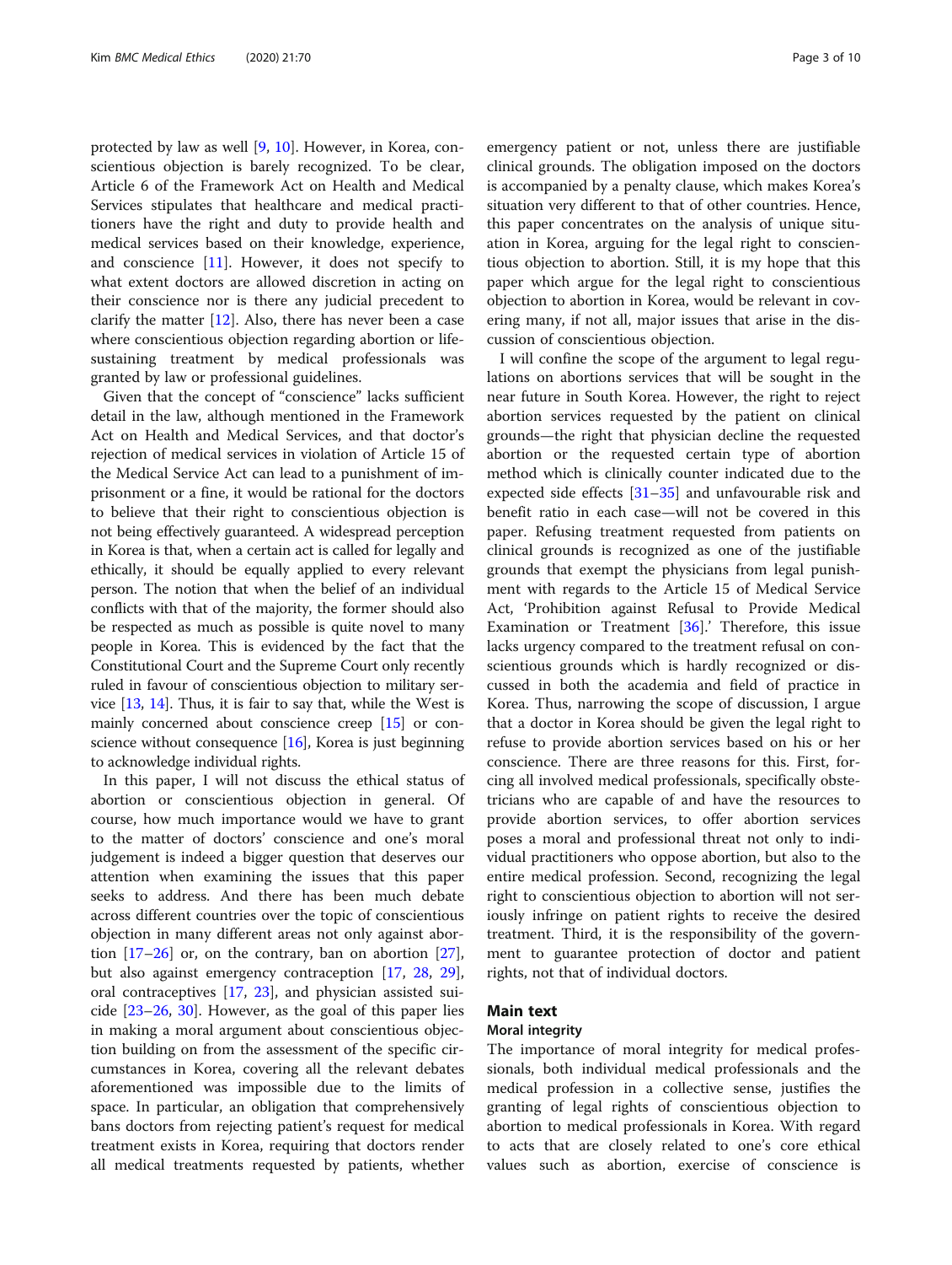protected by law as well [9, 10]. However, in Korea, conscientious objection is barely recognized. To be clear, Article 6 of the Framework Act on Health and Medical Services stipulates that healthcare and medical practitioners have the right and duty to provide health and medical services based on their knowledge, experience, and conscience [11]. However, it does not specify to what extent doctors are allowed discretion in acting on their conscience nor is there any judicial precedent to clarify the matter [12]. Also, there has never been a case where conscientious objection regarding abortion or life-sustaining treatment by medical professionals was granted by law or professional guidelines.

Given that the concept of "conscience" lacks sufficient detail in the law, although mentioned in the Framework Act on Health and Medical Services, and that doctor's rejection of medical services in violation of Article 15 of the Medical Service Act can lead to a punishment of imprisonment or a fine, it would be rational for the doctors to believe that their right to conscientious objection is not being effectively guaranteed. A widespread perception in Korea is that, when a certain act is called for legally and ethically, it should be equally applied to every relevant person. The notion that when the belief of an individual conflicts with that of the majority, the former should also be respected as much as possible is quite novel to many people in Korea. This is evidenced by the fact that the Constitutional Court and the Supreme Court only recently ruled in favour of conscientious objection to military service [13, 14]. Thus, it is fair to say that, while the West is mainly concerned about conscience creep [15] or conscience without consequence [16], Korea is just beginning to acknowledge individual rights.

In this paper, I will not discuss the ethical status of abortion or conscientious objection in general. Of course, how much importance would we have to grant to the matter of doctors' conscience and one's moral judgement is indeed a bigger question that deserves our attention when examining the issues that this paper seeks to address. And there has been much debate across different countries over the topic of conscientious objection in many different areas not only against abortion [17–26] or, on the contrary, ban on abortion [27], but also against emergency contraception [17, 28, 29], oral contraceptives [17, 23], and physician assisted suicide [23–26, 30]. However, as the goal of this paper lies in making a moral argument about conscientious objection building on from the assessment of the specific circumstances in Korea, covering all the relevant debates aforementioned was impossible due to the limits of space. In particular, an obligation that comprehensively bans doctors from rejecting patient's request for medical treatment exists in Korea, requiring that doctors render all medical treatments requested by patients, whether emergency patient or not, unless there are justifiable clinical grounds. The obligation imposed on the doctors is accompanied by a penalty clause, which makes Korea's situation very different to that of other countries. Hence, this paper concentrates on the analysis of unique situation in Korea, arguing for the legal right to conscientious objection to abortion. Still, it is my hope that this paper which argue for the legal right to conscientious objection to abortion in Korea, would be relevant in covering many, if not all, major issues that arise in the discussion of conscientious objection.

I will confine the scope of the argument to legal regulations on abortions services that will be sought in the near future in South Korea. However, the right to reject abortion services requested by the patient on clinical grounds—the right that physician decline the requested abortion or the requested certain type of abortion method which is clinically counter indicated due to the expected side effects [31–35] and unfavourable risk and benefit ratio in each case—will not be covered in this paper. Refusing treatment requested from patients on clinical grounds is recognized as one of the justifiable grounds that exempt the physicians from legal punishment with regards to the Article 15 of Medical Service Act, 'Prohibition against Refusal to Provide Medical Examination or Treatment [36].' Therefore, this issue lacks urgency compared to the treatment refusal on conscientious grounds which is hardly recognized or discussed in both the academia and field of practice in Korea. Thus, narrowing the scope of discussion, I argue that a doctor in Korea should be given the legal right to refuse to provide abortion services based on his or her conscience. There are three reasons for this. First, forcing all involved medical professionals, specifically obstetricians who are capable of and have the resources to provide abortion services, to offer abortion services poses a moral and professional threat not only to individual practitioners who oppose abortion, but also to the entire medical profession. Second, recognizing the legal right to conscientious objection to abortion will not seriously infringe on patient rights to receive the desired treatment. Third, it is the responsibility of the government to guarantee protection of doctor and patient rights, not that of individual doctors.

## Main text

### Moral integrity

The importance of moral integrity for medical professionals, both individual medical professionals and the medical profession in a collective sense, justifies the granting of legal rights of conscientious objection to abortion to medical professionals in Korea. With regard to acts that are closely related to one's core ethical values such as abortion, exercise of conscience is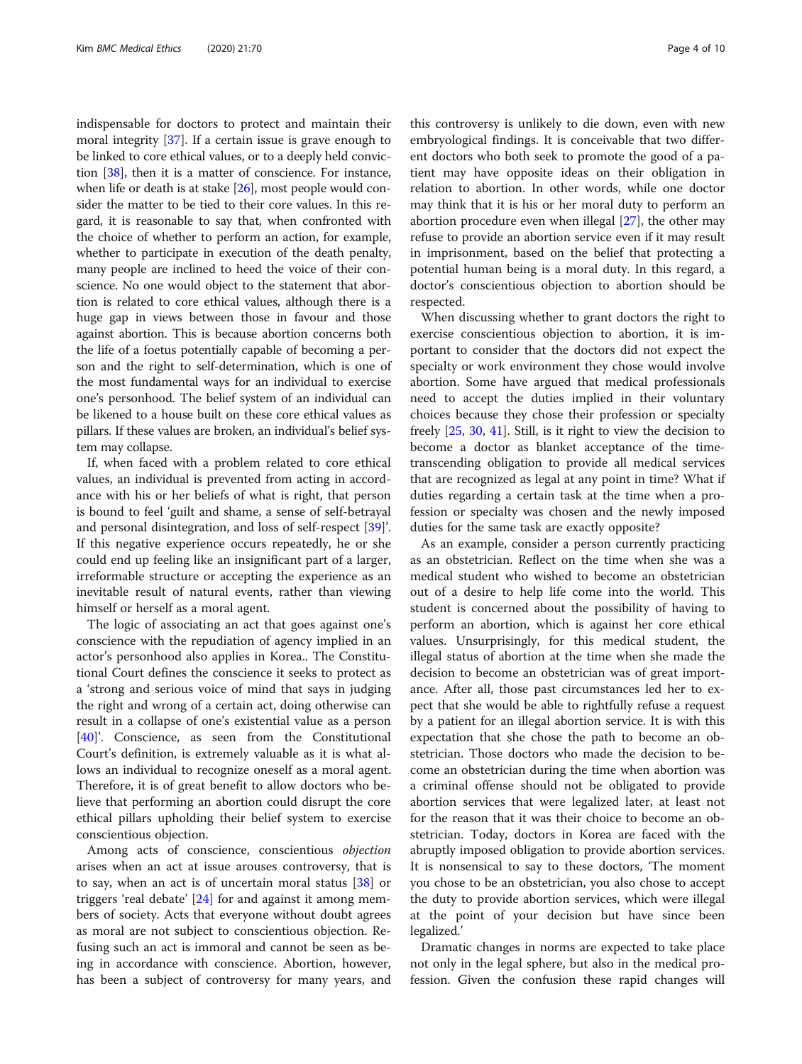indispensable for doctors to protect and maintain their moral integrity [37]. If a certain issue is grave enough to be linked to core ethical values, or to a deeply held conviction [38], then it is a matter of conscience. For instance, when life or death is at stake [26], most people would consider the matter to be tied to their core values. In this regard, it is reasonable to say that, when confronted with the choice of whether to perform an action, for example, whether to participate in execution of the death penalty, many people are inclined to heed the voice of their conscience. No one would object to the statement that abortion is related to core ethical values, although there is a huge gap in views between those in favour and those against abortion. This is because abortion concerns both the life of a foetus potentially capable of becoming a person and the right to self-determination, which is one of the most fundamental ways for an individual to exercise one's personhood. The belief system of an individual can be likened to a house built on these core ethical values as pillars. If these values are broken, an individual's belief system may collapse.

If, when faced with a problem related to core ethical values, an individual is prevented from acting in accordance with his or her beliefs of what is right, that person is bound to feel 'guilt and shame, a sense of self-betrayal and personal disintegration, and loss of self-respect [39]'. If this negative experience occurs repeatedly, he or she could end up feeling like an insignificant part of a larger, irreformable structure or accepting the experience as an inevitable result of natural events, rather than viewing himself or herself as a moral agent.

The logic of associating an act that goes against one's conscience with the repudiation of agency implied in an actor's personhood also applies in Korea.. The Constitutional Court defines the conscience it seeks to protect as a 'strong and serious voice of mind that says in judging the right and wrong of a certain act, doing otherwise can result in a collapse of one's existential value as a person [40]'. Conscience, as seen from the Constitutional Court's definition, is extremely valuable as it is what allows an individual to recognize oneself as a moral agent. Therefore, it is of great benefit to allow doctors who believe that performing an abortion could disrupt the core ethical pillars upholding their belief system to exercise conscientious objection.

Among acts of conscience, conscientious *objection* arises when an act at issue arouses controversy, that is to say, when an act is of uncertain moral status [38] or triggers 'real debate' [24] for and against it among members of society. Acts that everyone without doubt agrees as moral are not subject to conscientious objection. Refusing such an act is immoral and cannot be seen as being in accordance with conscience. Abortion, however, has been a subject of controversy for many years, and this controversy is unlikely to die down, even with new embryological findings. It is conceivable that two different doctors who both seek to promote the good of a patient may have opposite ideas on their obligation in relation to abortion. In other words, while one doctor may think that it is his or her moral duty to perform an abortion procedure even when illegal [27], the other may refuse to provide an abortion service even if it may result in imprisonment, based on the belief that protecting a potential human being is a moral duty. In this regard, a doctor's conscientious objection to abortion should be respected.

When discussing whether to grant doctors the right to exercise conscientious objection to abortion, it is important to consider that the doctors did not expect the specialty or work environment they chose would involve abortion. Some have argued that medical professionals need to accept the duties implied in their voluntary choices because they chose their profession or specialty freely [25, 30, 41]. Still, is it right to view the decision to become a doctor as blanket acceptance of the time-transcending obligation to provide all medical services that are recognized as legal at any point in time? What if duties regarding a certain task at the time when a profession or specialty was chosen and the newly imposed duties for the same task are exactly opposite?

As an example, consider a person currently practicing as an obstetrician. Reflect on the time when she was a medical student who wished to become an obstetrician out of a desire to help life come into the world. This student is concerned about the possibility of having to perform an abortion, which is against her core ethical values. Unsurprisingly, for this medical student, the illegal status of abortion at the time when she made the decision to become an obstetrician was of great importance. After all, those past circumstances led her to expect that she would be able to rightfully refuse a request by a patient for an illegal abortion service. It is with this expectation that she chose the path to become an obstetrician. Those doctors who made the decision to become an obstetrician during the time when abortion was a criminal offense should not be obligated to provide abortion services that were legalized later, at least not for the reason that it was their choice to become an obstetrician. Today, doctors in Korea are faced with the abruptly imposed obligation to provide abortion services. It is nonsensical to say to these doctors, 'The moment you chose to be an obstetrician, you also chose to accept the duty to provide abortion services, which were illegal at the point of your decision but have since been legalized.'

Dramatic changes in norms are expected to take place not only in the legal sphere, but also in the medical profession. Given the confusion these rapid changes will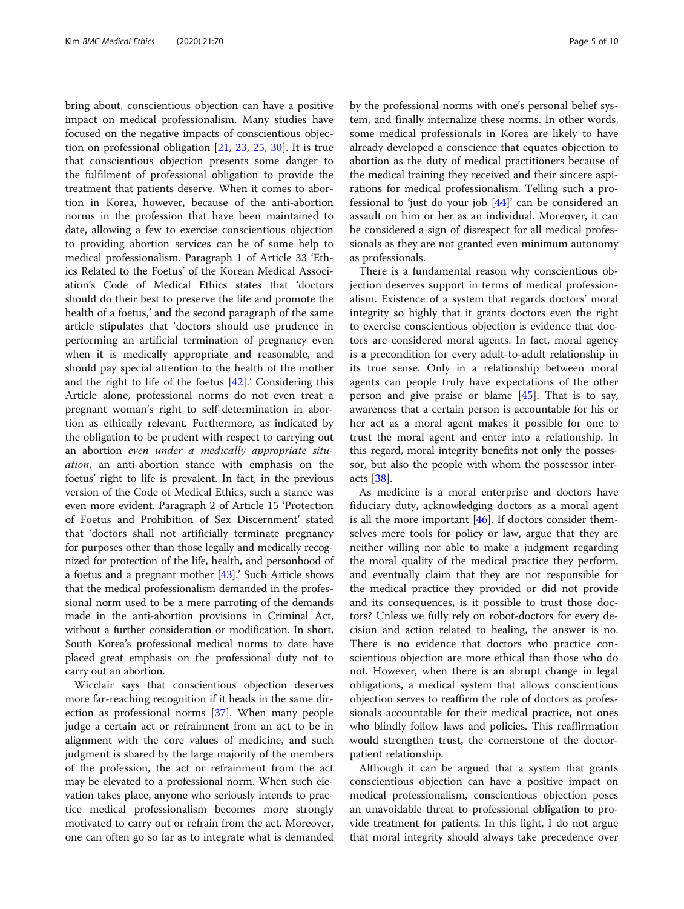bring about, conscientious objection can have a positive impact on medical professionalism. Many studies have focused on the negative impacts of conscientious objection on professional obligation [21, 23, 25, 30]. It is true that conscientious objection presents some danger to the fulfilment of professional obligation to provide the treatment that patients deserve. When it comes to abortion in Korea, however, because of the anti-abortion norms in the profession that have been maintained to date, allowing a few to exercise conscientious objection to providing abortion services can be of some help to medical professionalism. Paragraph 1 of Article 33 'Ethics Related to the Foetus' of the Korean Medical Association's Code of Medical Ethics states that 'doctors should do their best to preserve the life and promote the health of a foetus,' and the second paragraph of the same article stipulates that 'doctors should use prudence in performing an artificial termination of pregnancy even when it is medically appropriate and reasonable, and should pay special attention to the health of the mother and the right to life of the foetus [42].' Considering this Article alone, professional norms do not even treat a pregnant woman's right to self-determination in abortion as ethically relevant. Furthermore, as indicated by the obligation to be prudent with respect to carrying out an abortion *even under a medically appropriate situation*, an anti-abortion stance with emphasis on the foetus' right to life is prevalent. In fact, in the previous version of the Code of Medical Ethics, such a stance was even more evident. Paragraph 2 of Article 15 'Protection of Foetus and Prohibition of Sex Discernment' stated that 'doctors shall not artificially terminate pregnancy for purposes other than those legally and medically recognized for protection of the life, health, and personhood of a foetus and a pregnant mother [43].' Such Article shows that the medical professionalism demanded in the professional norm used to be a mere parroting of the demands made in the anti-abortion provisions in Criminal Act, without a further consideration or modification. In short, South Korea's professional medical norms to date have placed great emphasis on the professional duty not to carry out an abortion.

Wicclair says that conscientious objection deserves more far-reaching recognition if it heads in the same direction as professional norms [37]. When many people judge a certain act or refrainment from an act to be in alignment with the core values of medicine, and such judgment is shared by the large majority of the members of the profession, the act or refrainment from the act may be elevated to a professional norm. When such elevation takes place, anyone who seriously intends to practice medical professionalism becomes more strongly motivated to carry out or refrain from the act. Moreover, one can often go so far as to integrate what is demanded by the professional norms with one's personal belief system, and finally internalize these norms. In other words, some medical professionals in Korea are likely to have already developed a conscience that equates objection to abortion as the duty of medical practitioners because of the medical training they received and their sincere aspirations for medical professionalism. Telling such a professional to 'just do your job [44]' can be considered an assault on him or her as an individual. Moreover, it can be considered a sign of disrespect for all medical professionals as they are not granted even minimum autonomy as professionals.

There is a fundamental reason why conscientious objection deserves support in terms of medical professionalism. Existence of a system that regards doctors' moral integrity so highly that it grants doctors even the right to exercise conscientious objection is evidence that doctors are considered moral agents. In fact, moral agency is a precondition for every adult-to-adult relationship in its true sense. Only in a relationship between moral agents can people truly have expectations of the other person and give praise or blame [45]. That is to say, awareness that a certain person is accountable for his or her act as a moral agent makes it possible for one to trust the moral agent and enter into a relationship. In this regard, moral integrity benefits not only the possessor, but also the people with whom the possessor interacts [38].

As medicine is a moral enterprise and doctors have fiduciary duty, acknowledging doctors as a moral agent is all the more important [46]. If doctors consider themselves mere tools for policy or law, argue that they are neither willing nor able to make a judgment regarding the moral quality of the medical practice they perform, and eventually claim that they are not responsible for the medical practice they provided or did not provide and its consequences, is it possible to trust those doctors? Unless we fully rely on robot-doctors for every decision and action related to healing, the answer is no. There is no evidence that doctors who practice conscientious objection are more ethical than those who do not. However, when there is an abrupt change in legal obligations, a medical system that allows conscientious objection serves to reaffirm the role of doctors as professionals accountable for their medical practice, not ones who blindly follow laws and policies. This reaffirmation would strengthen trust, the cornerstone of the doctor-patient relationship.

Although it can be argued that a system that grants conscientious objection can have a positive impact on medical professionalism, conscientious objection poses an unavoidable threat to professional obligation to provide treatment for patients. In this light, I do not argue that moral integrity should always take precedence over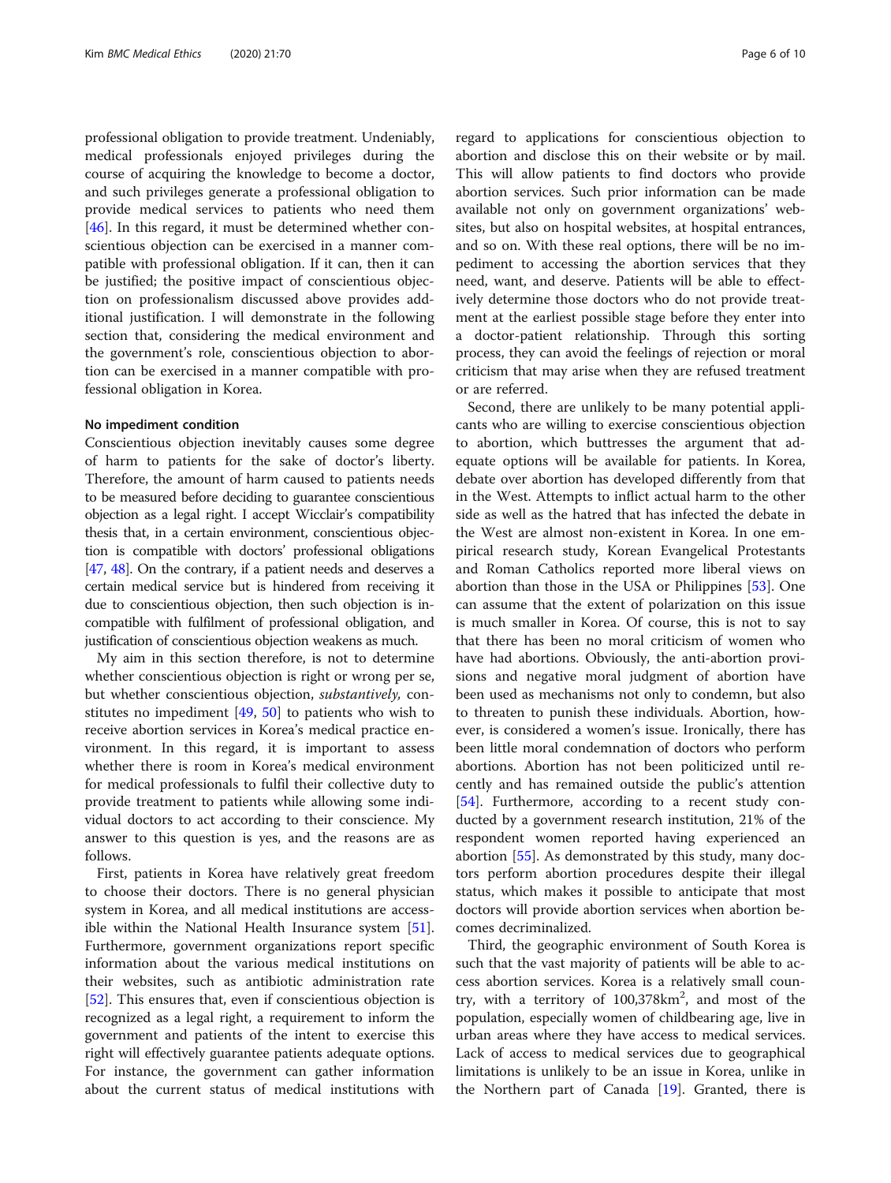professional obligation to provide treatment. Undeniably, medical professionals enjoyed privileges during the course of acquiring the knowledge to become a doctor, and such privileges generate a professional obligation to provide medical services to patients who need them [46]. In this regard, it must be determined whether conscientious objection can be exercised in a manner compatible with professional obligation. If it can, then it can be justified; the positive impact of conscientious objection on professionalism discussed above provides additional justification. I will demonstrate in the following section that, considering the medical environment and the government's role, conscientious objection to abortion can be exercised in a manner compatible with professional obligation in Korea.

#### No impediment condition

Conscientious objection inevitably causes some degree of harm to patients for the sake of doctor's liberty. Therefore, the amount of harm caused to patients needs to be measured before deciding to guarantee conscientious objection as a legal right. I accept Wicclair's compatibility thesis that, in a certain environment, conscientious objection is compatible with doctors' professional obligations [47, 48]. On the contrary, if a patient needs and deserves a certain medical service but is hindered from receiving it due to conscientious objection, then such objection is incompatible with fulfilment of professional obligation, and justification of conscientious objection weakens as much.

My aim in this section therefore, is not to determine whether conscientious objection is right or wrong per se, but whether conscientious objection, *substantively,* constitutes no impediment [49, 50] to patients who wish to receive abortion services in Korea's medical practice environment. In this regard, it is important to assess whether there is room in Korea's medical environment for medical professionals to fulfil their collective duty to provide treatment to patients while allowing some individual doctors to act according to their conscience. My answer to this question is yes, and the reasons are as follows.

First, patients in Korea have relatively great freedom to choose their doctors. There is no general physician system in Korea, and all medical institutions are accessible within the National Health Insurance system [51]. Furthermore, government organizations report specific information about the various medical institutions on their websites, such as antibiotic administration rate [52]. This ensures that, even if conscientious objection is recognized as a legal right, a requirement to inform the government and patients of the intent to exercise this right will effectively guarantee patients adequate options. For instance, the government can gather information about the current status of medical institutions with regard to applications for conscientious objection to abortion and disclose this on their website or by mail. This will allow patients to find doctors who provide abortion services. Such prior information can be made available not only on government organizations' websites, but also on hospital websites, at hospital entrances, and so on. With these real options, there will be no impediment to accessing the abortion services that they need, want, and deserve. Patients will be able to effectively determine those doctors who do not provide treatment at the earliest possible stage before they enter into a doctor-patient relationship. Through this sorting process, they can avoid the feelings of rejection or moral criticism that may arise when they are refused treatment or are referred.

Second, there are unlikely to be many potential applicants who are willing to exercise conscientious objection to abortion, which buttresses the argument that adequate options will be available for patients. In Korea, debate over abortion has developed differently from that in the West. Attempts to inflict actual harm to the other side as well as the hatred that has infected the debate in the West are almost non-existent in Korea. In one empirical research study, Korean Evangelical Protestants and Roman Catholics reported more liberal views on abortion than those in the USA or Philippines [53]. One can assume that the extent of polarization on this issue is much smaller in Korea. Of course, this is not to say that there has been no moral criticism of women who have had abortions. Obviously, the anti-abortion provisions and negative moral judgment of abortion have been used as mechanisms not only to condemn, but also to threaten to punish these individuals. Abortion, however, is considered a women's issue. Ironically, there has been little moral condemnation of doctors who perform abortions. Abortion has not been politicized until recently and has remained outside the public's attention [54]. Furthermore, according to a recent study conducted by a government research institution, 21% of the respondent women reported having experienced an abortion [55]. As demonstrated by this study, many doctors perform abortion procedures despite their illegal status, which makes it possible to anticipate that most doctors will provide abortion services when abortion becomes decriminalized.

Third, the geographic environment of South Korea is such that the vast majority of patients will be able to access abortion services. Korea is a relatively small country, with a territory of 100,378km$^2$, and most of the population, especially women of childbearing age, live in urban areas where they have access to medical services. Lack of access to medical services due to geographical limitations is unlikely to be an issue in Korea, unlike in the Northern part of Canada [19]. Granted, there is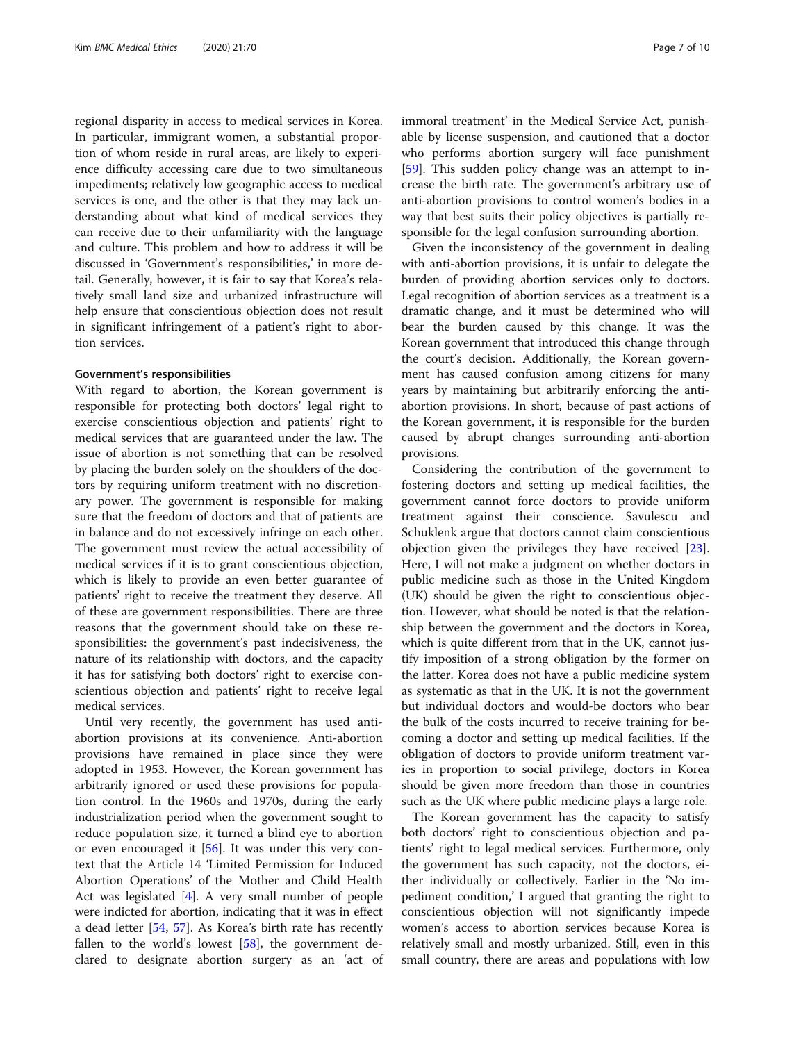regional disparity in access to medical services in Korea. In particular, immigrant women, a substantial proportion of whom reside in rural areas, are likely to experience difficulty accessing care due to two simultaneous impediments; relatively low geographic access to medical services is one, and the other is that they may lack understanding about what kind of medical services they can receive due to their unfamiliarity with the language and culture. This problem and how to address it will be discussed in 'Government's responsibilities,' in more detail. Generally, however, it is fair to say that Korea's relatively small land size and urbanized infrastructure will help ensure that conscientious objection does not result in significant infringement of a patient's right to abortion services.

#### Government's responsibilities

With regard to abortion, the Korean government is responsible for protecting both doctors' legal right to exercise conscientious objection and patients' right to medical services that are guaranteed under the law. The issue of abortion is not something that can be resolved by placing the burden solely on the shoulders of the doctors by requiring uniform treatment with no discretionary power. The government is responsible for making sure that the freedom of doctors and that of patients are in balance and do not excessively infringe on each other. The government must review the actual accessibility of medical services if it is to grant conscientious objection, which is likely to provide an even better guarantee of patients' right to receive the treatment they deserve. All of these are government responsibilities. There are three reasons that the government should take on these responsibilities: the government's past indecisiveness, the nature of its relationship with doctors, and the capacity it has for satisfying both doctors' right to exercise conscientious objection and patients' right to receive legal medical services.

Until very recently, the government has used anti-abortion provisions at its convenience. Anti-abortion provisions have remained in place since they were adopted in 1953. However, the Korean government has arbitrarily ignored or used these provisions for population control. In the 1960s and 1970s, during the early industrialization period when the government sought to reduce population size, it turned a blind eye to abortion or even encouraged it [56]. It was under this very context that the Article 14 'Limited Permission for Induced Abortion Operations' of the Mother and Child Health Act was legislated [4]. A very small number of people were indicted for abortion, indicating that it was in effect a dead letter [54, 57]. As Korea's birth rate has recently fallen to the world's lowest [58], the government declared to designate abortion surgery as an 'act of immoral treatment' in the Medical Service Act, punishable by license suspension, and cautioned that a doctor who performs abortion surgery will face punishment [59]. This sudden policy change was an attempt to increase the birth rate. The government's arbitrary use of anti-abortion provisions to control women's bodies in a way that best suits their policy objectives is partially responsible for the legal confusion surrounding abortion.

Given the inconsistency of the government in dealing with anti-abortion provisions, it is unfair to delegate the burden of providing abortion services only to doctors. Legal recognition of abortion services as a treatment is a dramatic change, and it must be determined who will bear the burden caused by this change. It was the Korean government that introduced this change through the court's decision. Additionally, the Korean government has caused confusion among citizens for many years by maintaining but arbitrarily enforcing the anti-abortion provisions. In short, because of past actions of the Korean government, it is responsible for the burden caused by abrupt changes surrounding anti-abortion provisions.

Considering the contribution of the government to fostering doctors and setting up medical facilities, the government cannot force doctors to provide uniform treatment against their conscience. Savulescu and Schuklenk argue that doctors cannot claim conscientious objection given the privileges they have received [23]. Here, I will not make a judgment on whether doctors in public medicine such as those in the United Kingdom (UK) should be given the right to conscientious objection. However, what should be noted is that the relationship between the government and the doctors in Korea, which is quite different from that in the UK, cannot justify imposition of a strong obligation by the former on the latter. Korea does not have a public medicine system as systematic as that in the UK. It is not the government but individual doctors and would-be doctors who bear the bulk of the costs incurred to receive training for becoming a doctor and setting up medical facilities. If the obligation of doctors to provide uniform treatment varies in proportion to social privilege, doctors in Korea should be given more freedom than those in countries such as the UK where public medicine plays a large role.

The Korean government has the capacity to satisfy both doctors' right to conscientious objection and patients' right to legal medical services. Furthermore, only the government has such capacity, not the doctors, either individually or collectively. Earlier in the 'No impediment condition,' I argued that granting the right to conscientious objection will not significantly impede women's access to abortion services because Korea is relatively small and mostly urbanized. Still, even in this small country, there are areas and populations with low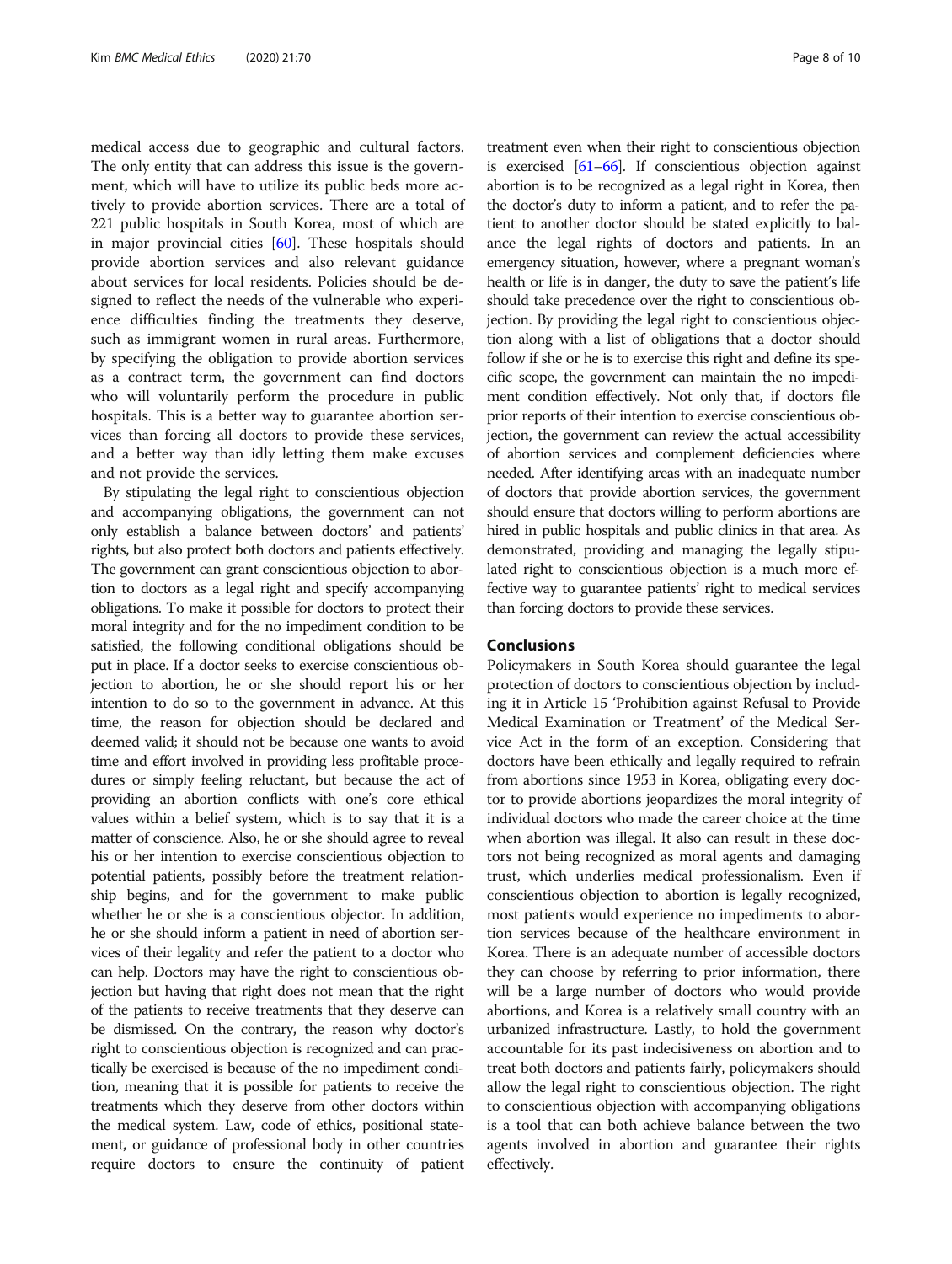medical access due to geographic and cultural factors. The only entity that can address this issue is the government, which will have to utilize its public beds more actively to provide abortion services. There are a total of 221 public hospitals in South Korea, most of which are in major provincial cities [60]. These hospitals should provide abortion services and also relevant guidance about services for local residents. Policies should be designed to reflect the needs of the vulnerable who experience difficulties finding the treatments they deserve, such as immigrant women in rural areas. Furthermore, by specifying the obligation to provide abortion services as a contract term, the government can find doctors who will voluntarily perform the procedure in public hospitals. This is a better way to guarantee abortion services than forcing all doctors to provide these services, and a better way than idly letting them make excuses and not provide the services.

By stipulating the legal right to conscientious objection and accompanying obligations, the government can not only establish a balance between doctors' and patients' rights, but also protect both doctors and patients effectively. The government can grant conscientious objection to abortion to doctors as a legal right and specify accompanying obligations. To make it possible for doctors to protect their moral integrity and for the no impediment condition to be satisfied, the following conditional obligations should be put in place. If a doctor seeks to exercise conscientious objection to abortion, he or she should report his or her intention to do so to the government in advance. At this time, the reason for objection should be declared and deemed valid; it should not be because one wants to avoid time and effort involved in providing less profitable procedures or simply feeling reluctant, but because the act of providing an abortion conflicts with one's core ethical values within a belief system, which is to say that it is a matter of conscience. Also, he or she should agree to reveal his or her intention to exercise conscientious objection to potential patients, possibly before the treatment relationship begins, and for the government to make public whether he or she is a conscientious objector. In addition, he or she should inform a patient in need of abortion services of their legality and refer the patient to a doctor who can help. Doctors may have the right to conscientious objection but having that right does not mean that the right of the patients to receive treatments that they deserve can be dismissed. On the contrary, the reason why doctor's right to conscientious objection is recognized and can practically be exercised is because of the no impediment condition, meaning that it is possible for patients to receive the treatments which they deserve from other doctors within the medical system. Law, code of ethics, positional statement, or guidance of professional body in other countries require doctors to ensure the continuity of patient treatment even when their right to conscientious objection is exercised [61–66]. If conscientious objection against abortion is to be recognized as a legal right in Korea, then the doctor's duty to inform a patient, and to refer the patient to another doctor should be stated explicitly to balance the legal rights of doctors and patients. In an emergency situation, however, where a pregnant woman's health or life is in danger, the duty to save the patient's life should take precedence over the right to conscientious objection. By providing the legal right to conscientious objection along with a list of obligations that a doctor should follow if she or he is to exercise this right and define its specific scope, the government can maintain the no impediment condition effectively. Not only that, if doctors file prior reports of their intention to exercise conscientious objection, the government can review the actual accessibility of abortion services and complement deficiencies where needed. After identifying areas with an inadequate number of doctors that provide abortion services, the government should ensure that doctors willing to perform abortions are hired in public hospitals and public clinics in that area. As demonstrated, providing and managing the legally stipulated right to conscientious objection is a much more effective way to guarantee patients' right to medical services than forcing doctors to provide these services.

## Conclusions

Policymakers in South Korea should guarantee the legal protection of doctors to conscientious objection by including it in Article 15 'Prohibition against Refusal to Provide Medical Examination or Treatment' of the Medical Service Act in the form of an exception. Considering that doctors have been ethically and legally required to refrain from abortions since 1953 in Korea, obligating every doctor to provide abortions jeopardizes the moral integrity of individual doctors who made the career choice at the time when abortion was illegal. It also can result in these doctors not being recognized as moral agents and damaging trust, which underlies medical professionalism. Even if conscientious objection to abortion is legally recognized, most patients would experience no impediments to abortion services because of the healthcare environment in Korea. There is an adequate number of accessible doctors they can choose by referring to prior information, there will be a large number of doctors who would provide abortions, and Korea is a relatively small country with an urbanized infrastructure. Lastly, to hold the government accountable for its past indecisiveness on abortion and to treat both doctors and patients fairly, policymakers should allow the legal right to conscientious objection. The right to conscientious objection with accompanying obligations is a tool that can both achieve balance between the two agents involved in abortion and guarantee their rights effectively.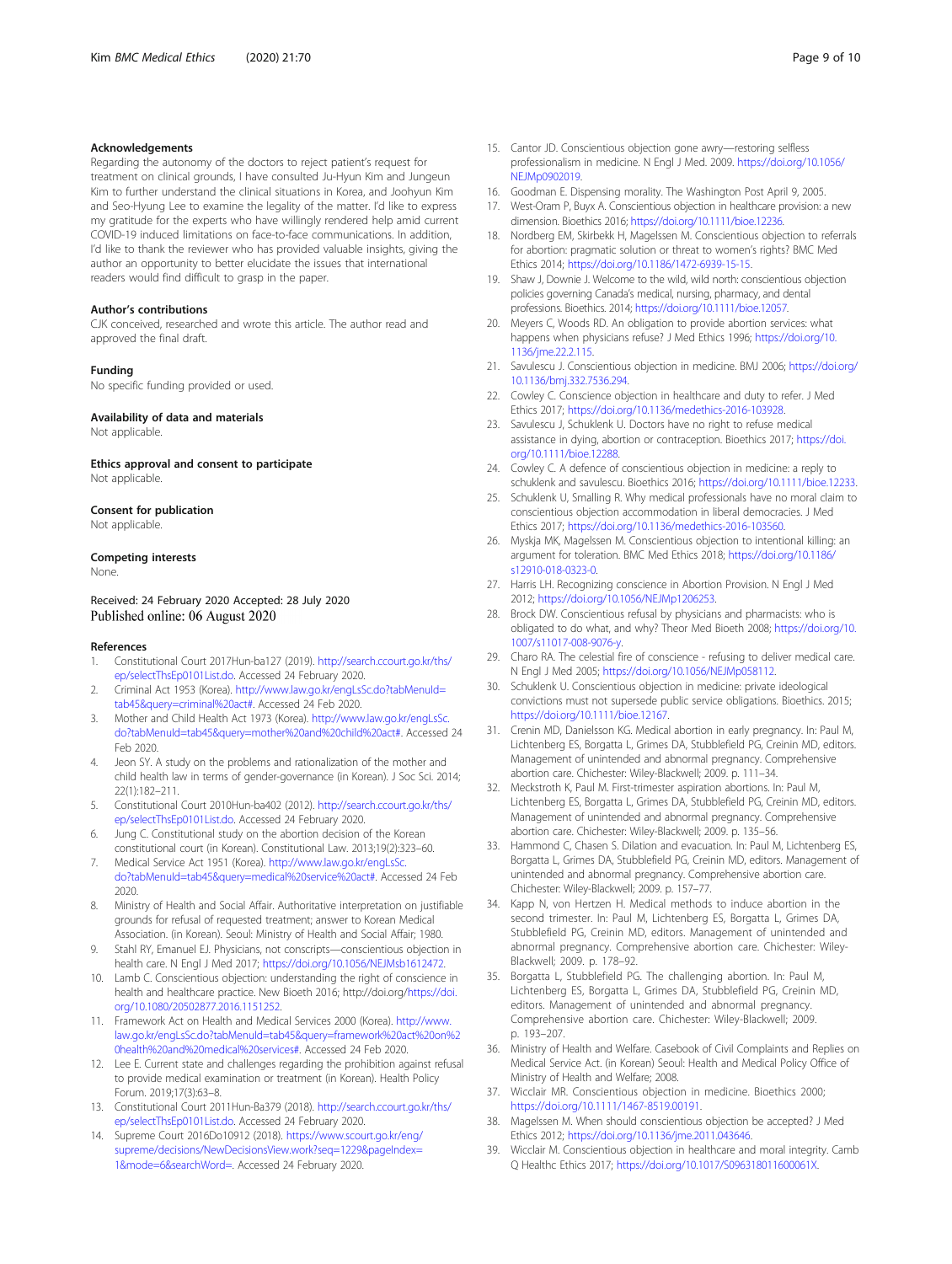### Acknowledgements

Regarding the autonomy of the doctors to reject patient's request for treatment on clinical grounds, I have consulted Ju-Hyun Kim and Jungeun Kim to further understand the clinical situations in Korea, and Joohyun Kim and Seo-Hyung Lee to examine the legality of the matter. I'd like to express my gratitude for the experts who have willingly rendered help amid current COVID-19 induced limitations on face-to-face communications. In addition, I'd like to thank the reviewer who has provided valuable insights, giving the author an opportunity to better elucidate the issues that international readers would find difficult to grasp in the paper.

### Author's contributions

CJK conceived, researched and wrote this article. The author read and approved the final draft.

### Funding

No specific funding provided or used.

### Availability of data and materials

Not applicable.

### Ethics approval and consent to participate

Not applicable.

### Consent for publication

Not applicable.

### Competing interests

None.

Received: 24 February 2020 Accepted: 28 July 2020
Published online: 06 August 2020

### References

1. Constitutional Court 2017Hun-ba127 (2019). http://search.ccourt.go.kr/ths/ep/selectThsEp0101List.do. Accessed 24 February 2020.
2. Criminal Act 1953 (Korea). http://www.law.go.kr/engLsSc.do?tabMenuId=tab45&query=criminal%20act#. Accessed 24 Feb 2020.
3. Mother and Child Health Act 1973 (Korea). http://www.law.go.kr/engLsSc.do?tabMenuId=tab45&query=mother%20and%20child%20act#. Accessed 24 Feb 2020.
4. Jeon SY. A study on the problems and rationalization of the mother and child health law in terms of gender-governance (in Korean). J Soc Sci. 2014; 22(1):182–211.
5. Constitutional Court 2010Hun-ba402 (2012). http://search.ccourt.go.kr/ths/ep/selectThsEp0101List.do. Accessed 24 February 2020.
6. Jung C. Constitutional study on the abortion decision of the Korean constitutional court (in Korean). Constitutional Law. 2013;19(2):323–60.
7. Medical Service Act 1951 (Korea). http://www.law.go.kr/engLsSc.do?tabMenuId=tab45&query=medical%20service%20act#. Accessed 24 Feb 2020.
8. Ministry of Health and Social Affair. Authoritative interpretation on justifiable grounds for refusal of requested treatment; answer to Korean Medical Association. (in Korean). Seoul: Ministry of Health and Social Affair; 1980.
9. Stahl RY, Emanuel EJ. Physicians, not conscripts—conscientious objection in health care. N Engl J Med 2017; https://doi.org/10.1056/NEJMsb1612472.
10. Lamb C. Conscientious objection: understanding the right of conscience in health and healthcare practice. New Bioeth 2016; http://doi.org/https://doi.org/10.1080/20502877.2016.1151252.
11. Framework Act on Health and Medical Services 2000 (Korea). http://www.law.go.kr/engLsSc.do?tabMenuId=tab45&query=framework%20act%20on%20health%20and%20medical%20services#. Accessed 24 Feb 2020.
12. Lee E. Current state and challenges regarding the prohibition against refusal to provide medical examination or treatment (in Korean). Health Policy Forum. 2019;17(3):63–8.
13. Constitutional Court 2011Hun-Ba379 (2018). http://search.ccourt.go.kr/ths/ep/selectThsEp0101List.do. Accessed 24 February 2020.
14. Supreme Court 2016Do10912 (2018). https://www.scourt.go.kr/eng/supreme/decisions/NewDecisionsView.work?seq=1229&pageIndex=1&mode=6&searchWord=. Accessed 24 February 2020.
15. Cantor JD. Conscientious objection gone awry—restoring selfless professionalism in medicine. N Engl J Med. 2009. https://doi.org/10.1056/NEJMp0902019.
16. Goodman E. Dispensing morality. The Washington Post April 9, 2005.
17. West-Oram P, Buyx A. Conscientious objection in healthcare provision: a new dimension. Bioethics 2016; https://doi.org/10.1111/bioe.12236.
18. Nordberg EM, Skirbekk H, Magelssen M. Conscientious objection to referrals for abortion: pragmatic solution or threat to women's rights? BMC Med Ethics 2014; https://doi.org/10.1186/1472-6939-15-15.
19. Shaw J, Downie J. Welcome to the wild, wild north: conscientious objection policies governing Canada's medical, nursing, pharmacy, and dental professions. Bioethics. 2014; https://doi.org/10.1111/bioe.12057.
20. Meyers C, Woods RD. An obligation to provide abortion services: what happens when physicians refuse? J Med Ethics 1996; https://doi.org/10.1136/jme.22.2.115.
21. Savulescu J. Conscientious objection in medicine. BMJ 2006; https://doi.org/10.1136/bmj.332.7536.294.
22. Cowley C. Conscience objection in healthcare and duty to refer. J Med Ethics 2017; https://doi.org/10.1136/medethics-2016-103928.
23. Savulescu J, Schuklenk U. Doctors have no right to refuse medical assistance in dying, abortion or contraception. Bioethics 2017; https://doi.org/10.1111/bioe.12288.
24. Cowley C. A defence of conscientious objection in medicine: a reply to schuklenk and savulescu. Bioethics 2016; https://doi.org/10.1111/bioe.12233.
25. Schuklenk U, Smalling R. Why medical professionals have no moral claim to conscientious objection accommodation in liberal democracies. J Med Ethics 2017; https://doi.org/10.1136/medethics-2016-103560.
26. Myskja MK, Magelssen M. Conscientious objection to intentional killing: an argument for toleration. BMC Med Ethics 2018; https://doi.org/10.1186/s12910-018-0323-0.
27. Harris LH. Recognizing conscience in Abortion Provision. N Engl J Med 2012; https://doi.org/10.1056/NEJMp1206253.
28. Brock DW. Conscientious refusal by physicians and pharmacists: who is obligated to do what, and why? Theor Med Bioeth 2008; https://doi.org/10.1007/s11017-008-9076-y.
29. Charo RA. The celestial fire of conscience - refusing to deliver medical care. N Engl J Med 2005; https://doi.org/10.1056/NEJMp058112.
30. Schuklenk U. Conscientious objection in medicine: private ideological convictions must not supersede public service obligations. Bioethics. 2015; https://doi.org/10.1111/bioe.12167.
31. Crenin MD, Danielsson KG. Medical abortion in early pregnancy. In: Paul M, Lichtenberg ES, Borgatta L, Grimes DA, Stubblefield PG, Creinin MD, editors. Management of unintended and abnormal pregnancy. Comprehensive abortion care. Chichester: Wiley-Blackwell; 2009. p. 111–34.
32. Meckstroth K, Paul M. First-trimester aspiration abortions. In: Paul M, Lichtenberg ES, Borgatta L, Grimes DA, Stubblefield PG, Creinin MD, editors. Management of unintended and abnormal pregnancy. Comprehensive abortion care. Chichester: Wiley-Blackwell; 2009. p. 135–56.
33. Hammond C, Chasen S. Dilation and evacuation. In: Paul M, Lichtenberg ES, Borgatta L, Grimes DA, Stubblefield PG, Creinin MD, editors. Management of unintended and abnormal pregnancy. Comprehensive abortion care. Chichester: Wiley-Blackwell; 2009. p. 157–77.
34. Kapp N, von Hertzen H. Medical methods to induce abortion in the second trimester. In: Paul M, Lichtenberg ES, Borgatta L, Grimes DA, Stubblefield PG, Creinin MD, editors. Management of unintended and abnormal pregnancy. Comprehensive abortion care. Chichester: Wiley-Blackwell; 2009. p. 178–92.
35. Borgatta L, Stubblefield PG. The challenging abortion. In: Paul M, Lichtenberg ES, Borgatta L, Grimes DA, Stubblefield PG, Creinin MD, editors. Management of unintended and abnormal pregnancy. Comprehensive abortion care. Chichester: Wiley-Blackwell; 2009. p. 193–207.
36. Ministry of Health and Welfare. Casebook of Civil Complaints and Replies on Medical Service Act. (in Korean) Seoul: Health and Medical Policy Office of Ministry of Health and Welfare; 2008.
37. Wicclair MR. Conscientious objection in medicine. Bioethics 2000; https://doi.org/10.1111/1467-8519.00191.
38. Magelssen M. When should conscientious objection be accepted? J Med Ethics 2012; https://doi.org/10.1136/jme.2011.043646.
39. Wicclair M. Conscientious objection in healthcare and moral integrity. Camb Q Healthc Ethics 2017; https://doi.org/10.1017/S096318011600061X.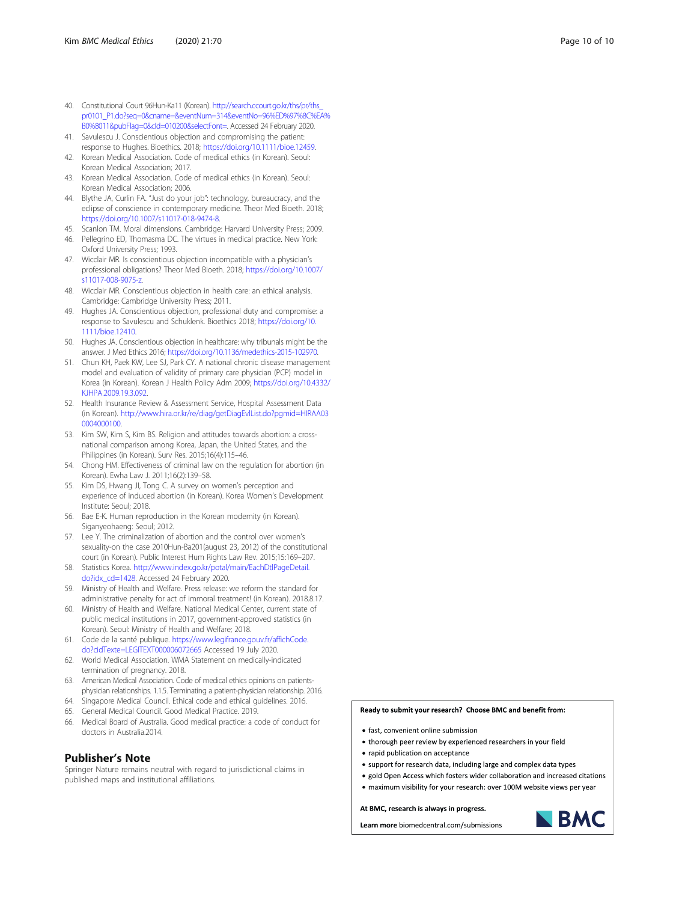40. Constitutional Court 96Hun-Ka11 (Korean). http://search.ccourt.go.kr/ths/pr/ths_pr0101_P1.do?seq=0&cname=&eventNum=314&eventNo=96%ED%97%8C%EA%B0%8011&pubFlag=0&cId=010200&selectFont=. Accessed 24 February 2020.
41. Savulescu J. Conscientious objection and compromising the patient: response to Hughes. Bioethics. 2018; https://doi.org/10.1111/bioe.12459.
42. Korean Medical Association. Code of medical ethics (in Korean). Seoul: Korean Medical Association; 2017.
43. Korean Medical Association. Code of medical ethics (in Korean). Seoul: Korean Medical Association; 2006.
44. Blythe JA, Curlin FA. "Just do your job": technology, bureaucracy, and the eclipse of conscience in contemporary medicine. Theor Med Bioeth. 2018; https://doi.org/10.1007/s11017-018-9474-8.
45. Scanlon TM. Moral dimensions. Cambridge: Harvard University Press; 2009.
46. Pellegrino ED, Thomasma DC. The virtues in medical practice. New York: Oxford University Press; 1993.
47. Wicclair MR. Is conscientious objection incompatible with a physician's professional obligations? Theor Med Bioeth. 2018; https://doi.org/10.1007/s11017-008-9075-z.
48. Wicclair MR. Conscientious objection in health care: an ethical analysis. Cambridge: Cambridge University Press; 2011.
49. Hughes JA. Conscientious objection, professional duty and compromise: a response to Savulescu and Schuklenk. Bioethics 2018; https://doi.org/10.1111/bioe.12410.
50. Hughes JA. Conscientious objection in healthcare: why tribunals might be the answer. J Med Ethics 2016; https://doi.org/10.1136/medethics-2015-102970.
51. Chun KH, Paek KW, Lee SJ, Park CY. A national chronic disease management model and evaluation of validity of primary care physician (PCP) model in Korea (in Korean). Korean J Health Policy Adm 2009; https://doi.org/10.4332/KJHPA.2009.19.3.092.
52. Health Insurance Review & Assessment Service, Hospital Assessment Data (in Korean). http://www.hira.or.kr/re/diag/getDiagEvlList.do?pgmid=HIRAA030004000100.
53. Kim SW, Kim S, Kim BS. Religion and attitudes towards abortion: a cross-national comparison among Korea, Japan, the United States, and the Philippines (in Korean). Surv Res. 2015;16(4):115–46.
54. Chong HM. Effectiveness of criminal law on the regulation for abortion (in Korean). Ewha Law J. 2011;16(2):139–58.
55. Kim DS, Hwang JI, Tong C. A survey on women's perception and experience of induced abortion (in Korean). Korea Women's Development Institute: Seoul; 2018.
56. Bae E-K. Human reproduction in the Korean modernity (in Korean). Siganyeohaeng: Seoul; 2012.
57. Lee Y. The criminalization of abortion and the control over women's sexuality-on the case 2010Hun-Ba201(august 23, 2012) of the constitutional court (in Korean). Public Interest Hum Rights Law Rev. 2015;15:169–207.
58. Statistics Korea. http://www.index.go.kr/potal/main/EachDtlPageDetail.do?idx_cd=1428. Accessed 24 February 2020.
59. Ministry of Health and Welfare. Press release: we reform the standard for administrative penalty for act of immoral treatment! (in Korean). 2018.8.17.
60. Ministry of Health and Welfare. National Medical Center, current state of public medical institutions in 2017, government-approved statistics (in Korean). Seoul: Ministry of Health and Welfare; 2018.
61. Code de la santé publique. https://www.legifrance.gouv.fr/affichCode.do?cidTexte=LEGITEXT000006072665 Accessed 19 July 2020.
62. World Medical Association. WMA Statement on medically-indicated termination of pregnancy. 2018.
63. American Medical Association. Code of medical ethics opinions on patients-physician relationships. 1.1.5. Terminating a patient-physician relationship. 2016.
64. Singapore Medical Council. Ethical code and ethical guidelines. 2016.
65. General Medical Council. Good Medical Practice. 2019.
66. Medical Board of Australia. Good medical practice: a code of conduct for doctors in Australia.2014.

## Publisher's Note

Springer Nature remains neutral with regard to jurisdictional claims in published maps and institutional affiliations.

**Ready to submit your research? Choose BMC and benefit from:**

- fast, convenient online submission
- thorough peer review by experienced researchers in your field
- rapid publication on acceptance
- support for research data, including large and complex data types
- gold Open Access which fosters wider collaboration and increased citations
- maximum visibility for your research: over 100M website views per year

**At BMC, research is always in progress.**

**Learn more** biomedcentral.com/submissions

BMC